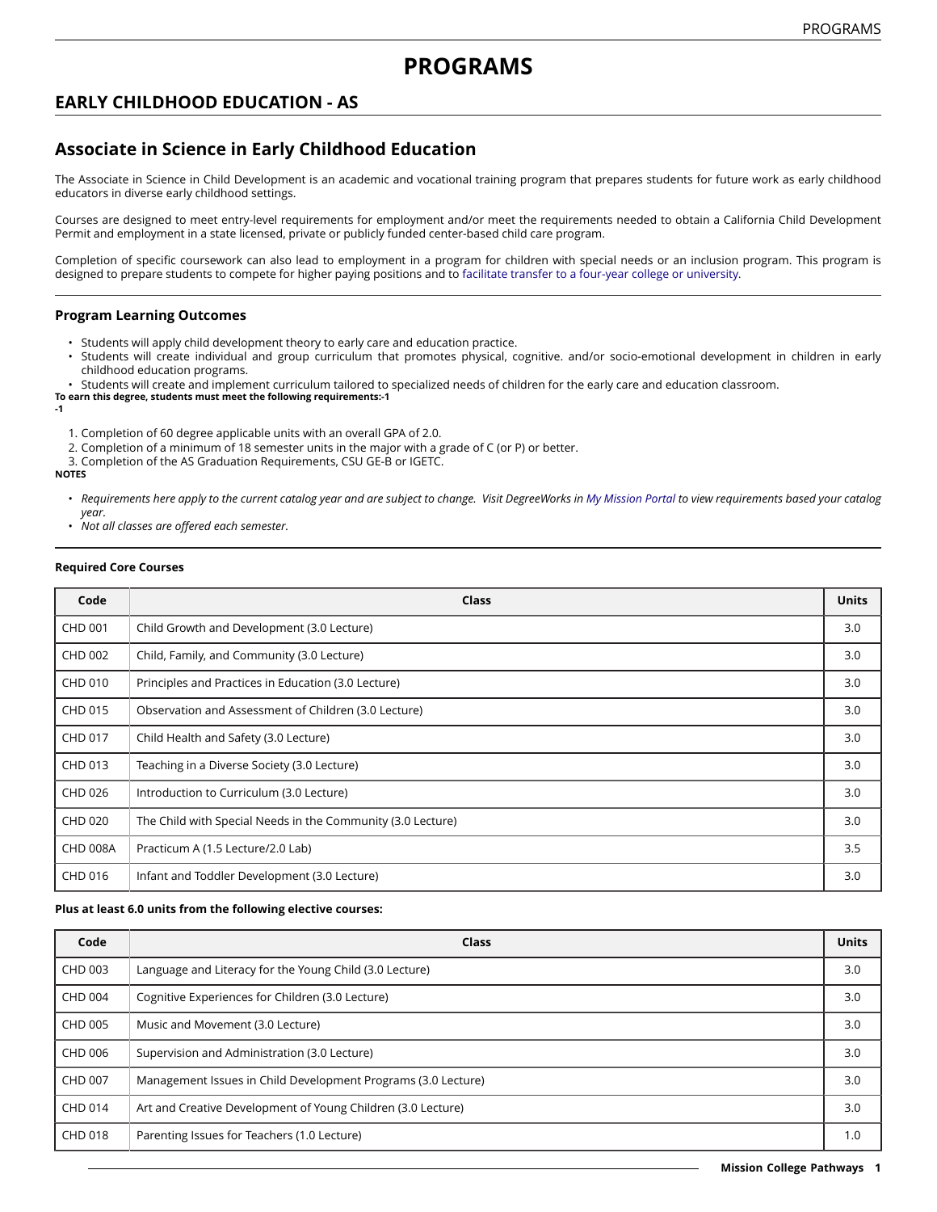# PROGRAMS

## EARLY CHILDHOOD EDUCATION - AS

## Associate in Science in Early Childhood Education

The Associate in Science in Child Development is an academic and vocational training program that prepares students for future work as early childhood educators in diverse early childhood settings.

Courses are designed to meet entry-level requirements for employment and/or meet the requirements needed to obtain a California Child Development Permit and employment in a state licensed, private or publicly funded center-based child care program.

Completion of specific coursework can also lead to employment in a program for children with special needs or an inclusion program. This program is designed to prepare students to compete for higher paying positions and to facilitate transfer to a four-year college or university.

### Program Learning Outcomes

- Students will apply child development theory to early care and education practice.
- Students will create individual and group curriculum that promotes physical, cognitive. and/or socio-emotional development in children in early childhood education programs.
- Students will create and implement curriculum tailored to specialized needs of children for the early care and education classroom.

**To earn this degree, students must meet the following requirements:-1**
**-1**

1. Completion of 60 degree applicable units with an overall GPA of 2.0.
2. Completion of a minimum of 18 semester units in the major with a grade of C (or P) or better.
3. Completion of the AS Graduation Requirements, CSU GE-B or IGETC.

**NOTES**

- *Requirements here apply to the current catalog year and are subject to change. Visit DegreeWorks in My Mission Portal to view requirements based your catalog year.*
- *Not all classes are offered each semester.*

**Required Core Courses**

| Code | Class | Units |
|---|---|---|
| CHD 001 | Child Growth and Development (3.0 Lecture) | 3.0 |
| CHD 002 | Child, Family, and Community (3.0 Lecture) | 3.0 |
| CHD 010 | Principles and Practices in Education (3.0 Lecture) | 3.0 |
| CHD 015 | Observation and Assessment of Children (3.0 Lecture) | 3.0 |
| CHD 017 | Child Health and Safety (3.0 Lecture) | 3.0 |
| CHD 013 | Teaching in a Diverse Society (3.0 Lecture) | 3.0 |
| CHD 026 | Introduction to Curriculum (3.0 Lecture) | 3.0 |
| CHD 020 | The Child with Special Needs in the Community (3.0 Lecture) | 3.0 |
| CHD 008A | Practicum A (1.5 Lecture/2.0 Lab) | 3.5 |
| CHD 016 | Infant and Toddler Development (3.0 Lecture) | 3.0 |

**Plus at least 6.0 units from the following elective courses:**

| Code | Class | Units |
|---|---|---|
| CHD 003 | Language and Literacy for the Young Child (3.0 Lecture) | 3.0 |
| CHD 004 | Cognitive Experiences for Children (3.0 Lecture) | 3.0 |
| CHD 005 | Music and Movement (3.0 Lecture) | 3.0 |
| CHD 006 | Supervision and Administration (3.0 Lecture) | 3.0 |
| CHD 007 | Management Issues in Child Development Programs (3.0 Lecture) | 3.0 |
| CHD 014 | Art and Creative Development of Young Children (3.0 Lecture) | 3.0 |
| CHD 018 | Parenting Issues for Teachers (1.0 Lecture) | 1.0 |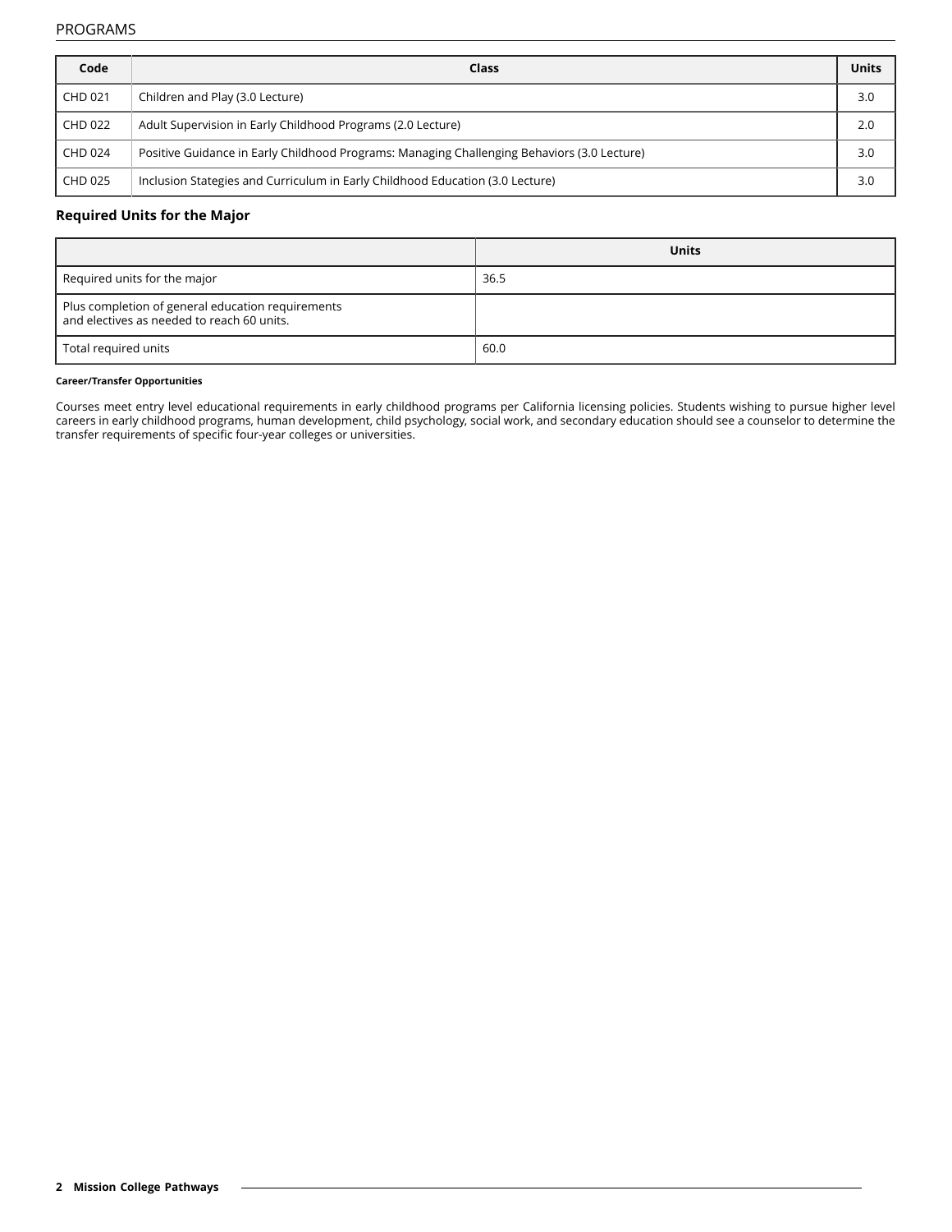| Code | Class | Units |
| --- | --- | --- |
| CHD 021 | Children and Play (3.0 Lecture) | 3.0 |
| CHD 022 | Adult Supervision in Early Childhood Programs (2.0 Lecture) | 2.0 |
| CHD 024 | Positive Guidance in Early Childhood Programs: Managing Challenging Behaviors (3.0 Lecture) | 3.0 |
| CHD 025 | Inclusion Stategies and Curriculum in Early Childhood Education (3.0 Lecture) | 3.0 |

### Required Units for the Major

| | Units |
| --- | --- |
| Required units for the major | 36.5 |
| Plus completion of general education requirements and electives as needed to reach 60 units. | |
| Total required units | 60.0 |

**Career/Transfer Opportunities**

Courses meet entry level educational requirements in early childhood programs per California licensing policies. Students wishing to pursue higher level careers in early childhood programs, human development, child psychology, social work, and secondary education should see a counselor to determine the transfer requirements of specific four-year colleges or universities.